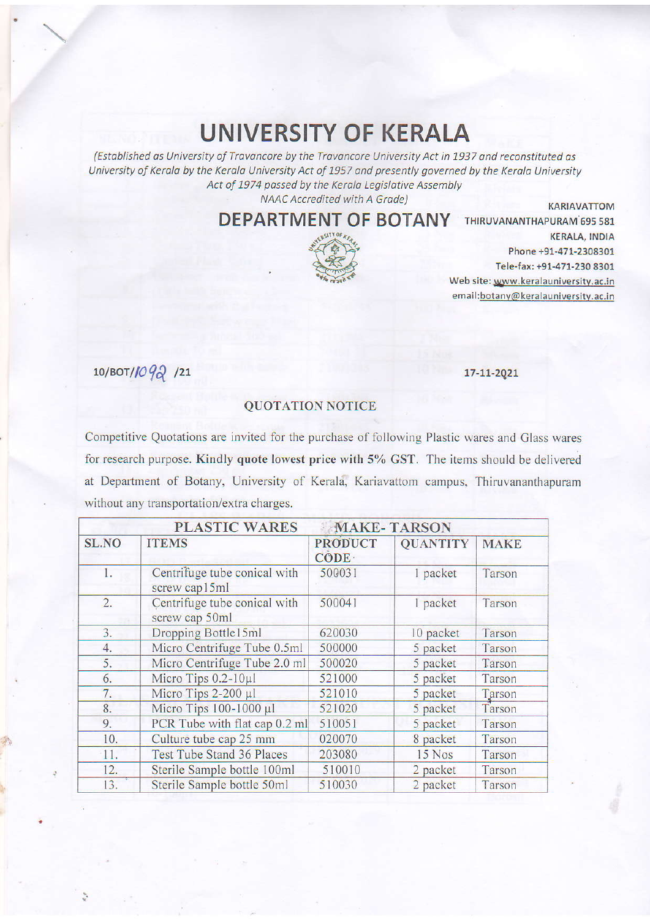# UNIVERSITY OF KERALA

*(Established as University of Travancore by the Travancore University Act in 1937 and reconstituted as University of Kerala by the Kerala University Act of 1957 and presently governed by the Kerala University Act of 1974 passed by the Kerala Legislative Assembly NAAC Accredited with A Grade)*

## DEPARTMENT OF BOTANY

KARIAVATTOM
THIRUVANANTHAPURAM 695 581
KERALA, INDIA
Phone +91-471-2308301
Tele-fax: +91-471-230 8301
Web site: www.keralauniversity.ac.in
email:botany@keralauniversity.ac.in

10/BOT/1092 /21

17-11-2021

### QUOTATION NOTICE

Competitive Quotations are invited for the purchase of following Plastic wares and Glass wares for research purpose. **Kindly quote lowest price with 5% GST.** The items should be delivered at Department of Botany, University of Kerala, Kariavattom campus, Thiruvananthapuram without any transportation/extra charges.

| PLASTIC WARES | | MAKE- TARSON | | |
|---|---|---|---|---|
| **SL.NO** | **ITEMS** | **PRODUCT CODE** | **QUANTITY** | **MAKE** |
| 1. | Centrifuge tube conical with screw cap15ml | 500031 | 1 packet | Tarson |
| 2. | Centrifuge tube conical with screw cap 50ml | 500041 | 1 packet | Tarson |
| 3. | Dropping Bottle15ml | 620030 | 10 packet | Tarson |
| 4. | Micro Centrifuge Tube 0.5ml | 500000 | 5 packet | Tarson |
| 5. | Micro Centrifuge Tube 2.0 ml | 500020 | 5 packet | Tarson |
| 6. | Micro Tips 0.2-10µl | 521000 | 5 packet | Tarson |
| 7. | Micro Tips 2-200 µl | 521010 | 5 packet | Tarson |
| 8. | Micro Tips 100-1000 µl | 521020 | 5 packet | Tarson |
| 9. | PCR Tube with flat cap 0.2 ml | 510051 | 5 packet | Tarson |
| 10. | Culture tube cap 25 mm | 020070 | 8 packet | Tarson |
| 11. | Test Tube Stand 36 Places | 203080 | 15 Nos | Tarson |
| 12. | Sterile Sample bottle 100ml | 510010 | 2 packet | Tarson |
| 13. | Sterile Sample bottle 50ml | 510030 | 2 packet | Tarson |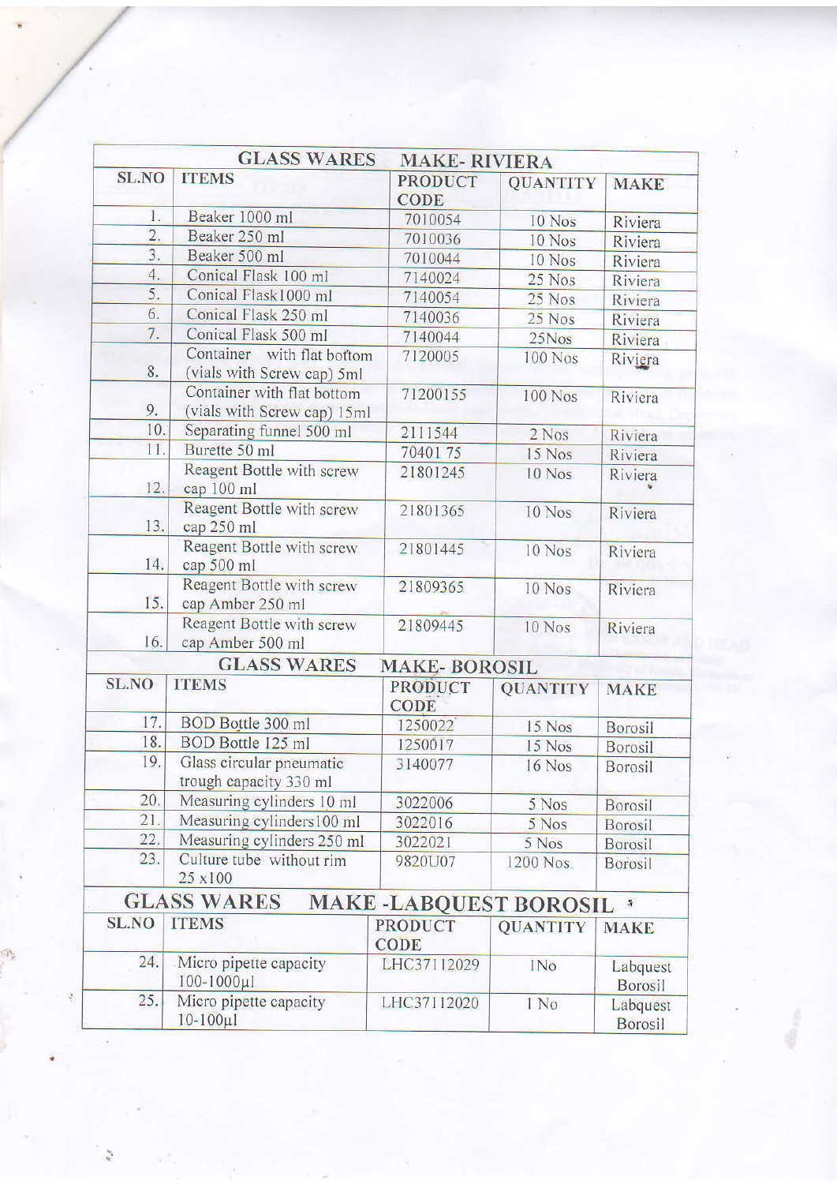| GLASS WARES MAKE- RIVIERA | | | | |
|---|---|---|---|---|
| SL.NO | ITEMS | PRODUCT CODE | QUANTITY | MAKE |
| 1. | Beaker 1000 ml | 7010054 | 10 Nos | Riviera |
| 2. | Beaker 250 ml | 7010036 | 10 Nos | Riviera |
| 3. | Beaker 500 ml | 7010044 | 10 Nos | Riviera |
| 4. | Conical Flask 100 ml | 7140024 | 25 Nos | Riviera |
| 5. | Conical Flask1000 ml | 7140054 | 25 Nos | Riviera |
| 6. | Conical Flask 250 ml | 7140036 | 25 Nos | Riviera |
| 7. | Conical Flask 500 ml | 7140044 | 25Nos | Riviera |
| 8. | Container with flat bottom (vials with Screw cap) 5ml | 7120005 | 100 Nos | Riviera |
| 9. | Container with flat bottom (vials with Screw cap) 15ml | 71200155 | 100 Nos | Riviera |
| 10. | Separating funnel 500 ml | 2111544 | 2 Nos | Riviera |
| 11. | Burette 50 ml | 70401 75 | 15 Nos | Riviera |
| 12. | Reagent Bottle with screw cap 100 ml | 21801245 | 10 Nos | Riviera |
| 13. | Reagent Bottle with screw cap 250 ml | 21801365 | 10 Nos | Riviera |
| 14. | Reagent Bottle with screw cap 500 ml | 21801445 | 10 Nos | Riviera |
| 15. | Reagent Bottle with screw cap Amber 250 ml | 21809365 | 10 Nos | Riviera |
| 16. | Reagent Bottle with screw cap Amber 500 ml | 21809445 | 10 Nos | Riviera |

| GLASS WARES MAKE- BOROSIL | | | | |
|---|---|---|---|---|
| SL.NO | ITEMS | PRODUCT CODE | QUANTITY | MAKE |
| 17. | BOD Bottle 300 ml | 1250022 | 15 Nos | Borosil |
| 18. | BOD Bottle 125 ml | 1250017 | 15 Nos | Borosil |
| 19. | Glass circular pneumatic trough capacity 330 ml | 3140077 | 16 Nos | Borosil |
| 20. | Measuring cylinders 10 ml | 3022006 | 5 Nos | Borosil |
| 21. | Measuring cylinders100 ml | 3022016 | 5 Nos | Borosil |
| 22. | Measuring cylinders 250 ml | 3022021 | 5 Nos | Borosil |
| 23. | Culture tube without rim 25 x100 | 9820U07 | 1200 Nos. | Borosil |

| GLASS WARES MAKE -LABQUEST BOROSIL | | | | |
|---|---|---|---|---|
| SL.NO | ITEMS | PRODUCT CODE | QUANTITY | MAKE |
| 24. | Micro pipette capacity 100-1000µl | LHC37112029 | 1No | Labquest Borosil |
| 25. | Micro pipette capacity 10-100µl | LHC37112020 | 1 No | Labquest Borosil |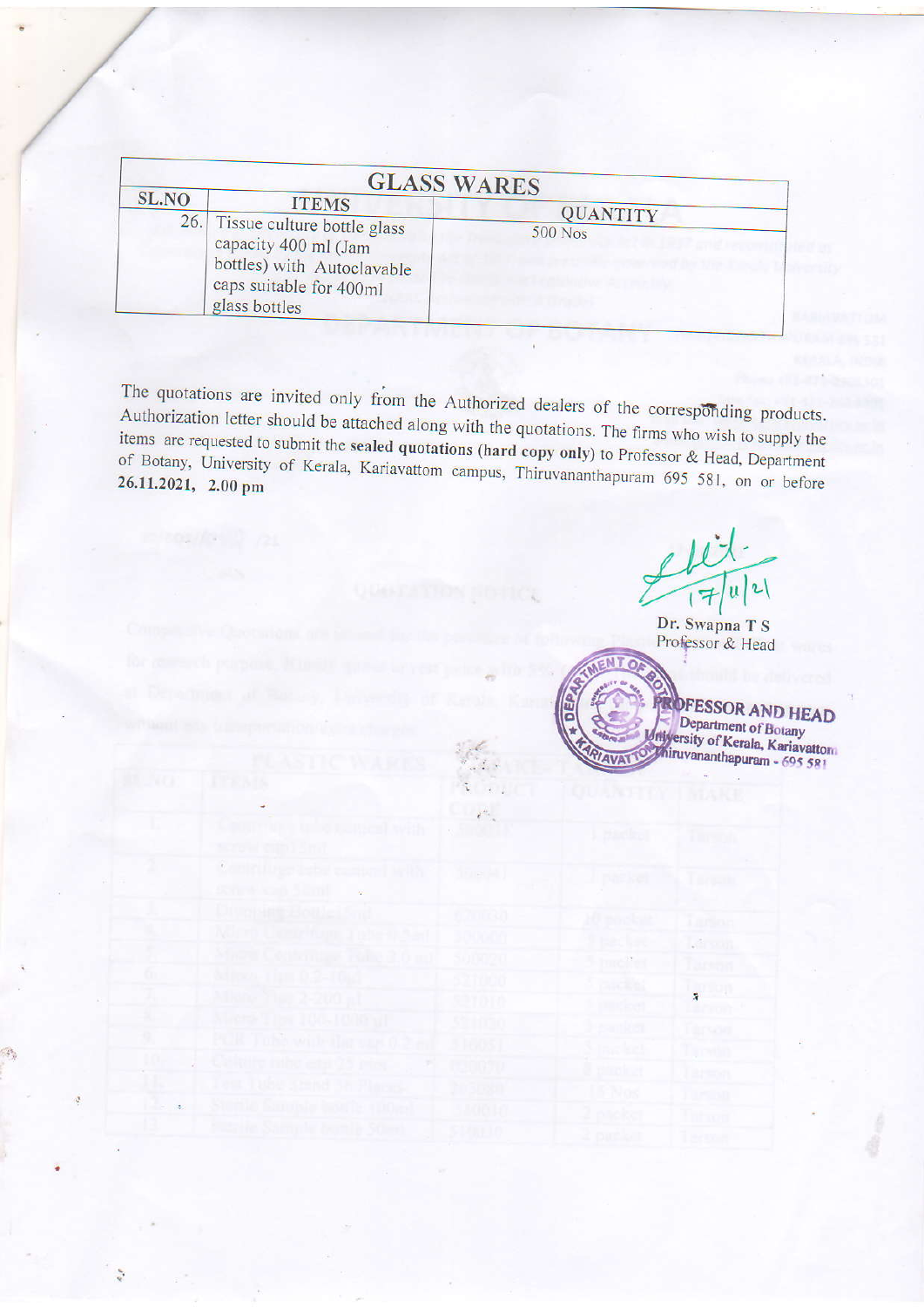| GLASS WARES | | |
|---|---|---|
| SL.NO | ITEMS | QUANTITY |
| 26. | Tissue culture bottle glass capacity 400 ml (Jam bottles) with Autoclavable caps suitable for 400ml glass bottles | 500 Nos |

The quotations are invited only from the Authorized dealers of the corresponding products. Authorization letter should be attached along with the quotations. The firms who wish to supply the items are requested to submit the **sealed quotations (hard copy only)** to Professor & Head, Department of Botany, University of Kerala, Kariavattom campus, Thiruvananthapuram 695 581, on or before **26.11.2021, 2.00 pm**

17/11/21

Dr. Swapna T S
Professor & Head

PROFESSOR AND HEAD
Department of Botany
University of Kerala, Kariavattom
Thiruvananthapuram - 695 581